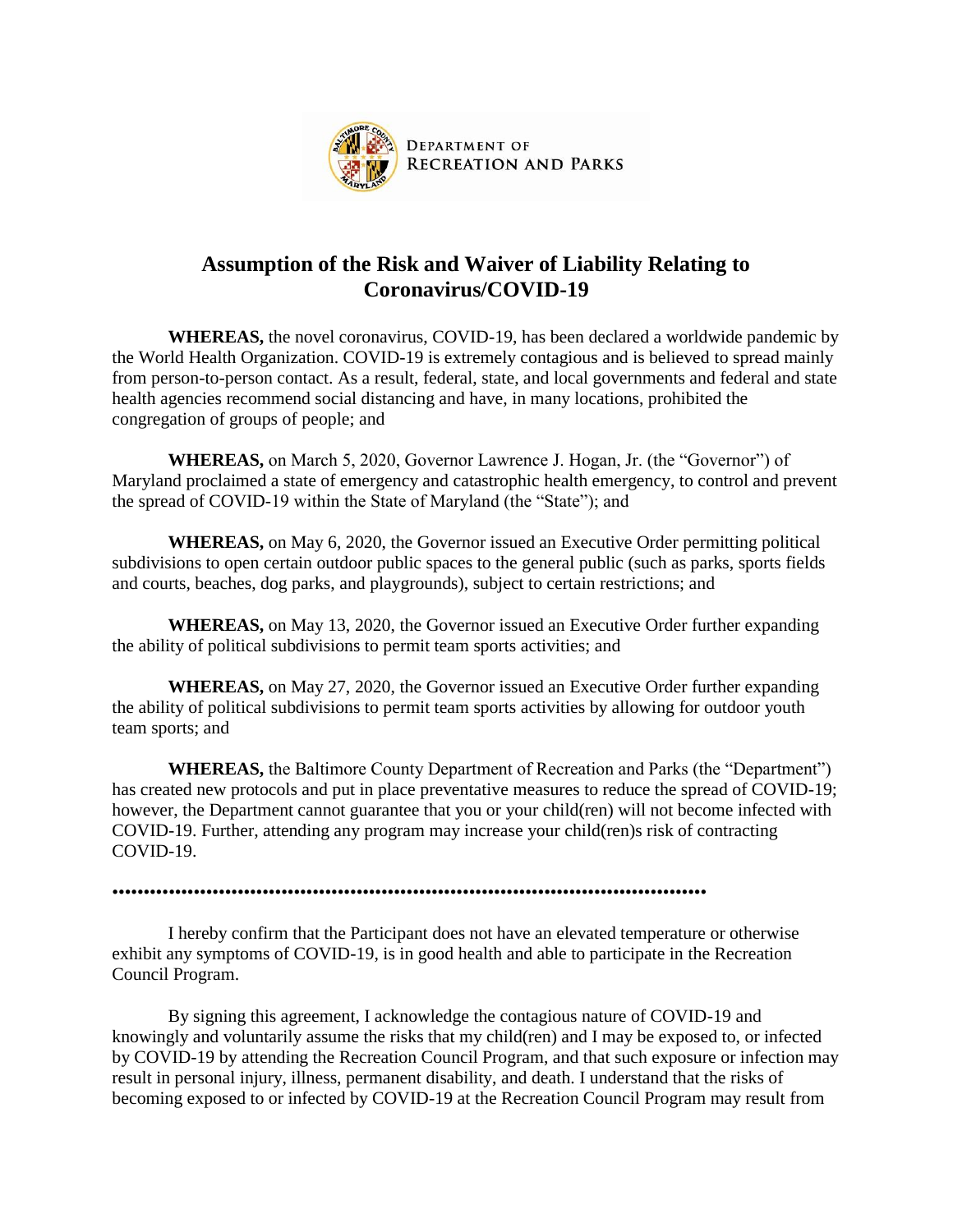DEPARTMENT OF RECREATION AND PARKS

# Assumption of the Risk and Waiver of Liability Relating to Coronavirus/COVID-19

**WHEREAS,** the novel coronavirus, COVID-19, has been declared a worldwide pandemic by the World Health Organization. COVID-19 is extremely contagious and is believed to spread mainly from person-to-person contact. As a result, federal, state, and local governments and federal and state health agencies recommend social distancing and have, in many locations, prohibited the congregation of groups of people; and

**WHEREAS,** on March 5, 2020, Governor Lawrence J. Hogan, Jr. (the "Governor") of Maryland proclaimed a state of emergency and catastrophic health emergency, to control and prevent the spread of COVID-19 within the State of Maryland (the "State"); and

**WHEREAS,** on May 6, 2020, the Governor issued an Executive Order permitting political subdivisions to open certain outdoor public spaces to the general public (such as parks, sports fields and courts, beaches, dog parks, and playgrounds), subject to certain restrictions; and

**WHEREAS,** on May 13, 2020, the Governor issued an Executive Order further expanding the ability of political subdivisions to permit team sports activities; and

**WHEREAS,** on May 27, 2020, the Governor issued an Executive Order further expanding the ability of political subdivisions to permit team sports activities by allowing for outdoor youth team sports; and

**WHEREAS,** the Baltimore County Department of Recreation and Parks (the "Department") has created new protocols and put in place preventative measures to reduce the spread of COVID-19; however, the Department cannot guarantee that you or your child(ren) will not become infected with COVID-19. Further, attending any program may increase your child(ren)s risk of contracting COVID-19.

.......................................................................................................

I hereby confirm that the Participant does not have an elevated temperature or otherwise exhibit any symptoms of COVID-19, is in good health and able to participate in the Recreation Council Program.

By signing this agreement, I acknowledge the contagious nature of COVID-19 and knowingly and voluntarily assume the risks that my child(ren) and I may be exposed to, or infected by COVID-19 by attending the Recreation Council Program, and that such exposure or infection may result in personal injury, illness, permanent disability, and death. I understand that the risks of becoming exposed to or infected by COVID-19 at the Recreation Council Program may result from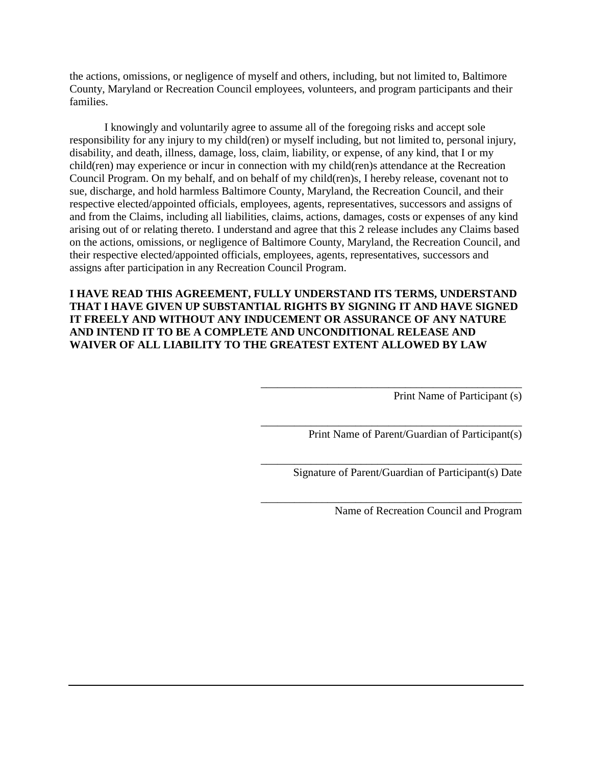the actions, omissions, or negligence of myself and others, including, but not limited to, Baltimore County, Maryland or Recreation Council employees, volunteers, and program participants and their families.

I knowingly and voluntarily agree to assume all of the foregoing risks and accept sole responsibility for any injury to my child(ren) or myself including, but not limited to, personal injury, disability, and death, illness, damage, loss, claim, liability, or expense, of any kind, that I or my child(ren) may experience or incur in connection with my child(ren)s attendance at the Recreation Council Program. On my behalf, and on behalf of my child(ren)s, I hereby release, covenant not to sue, discharge, and hold harmless Baltimore County, Maryland, the Recreation Council, and their respective elected/appointed officials, employees, agents, representatives, successors and assigns of and from the Claims, including all liabilities, claims, actions, damages, costs or expenses of any kind arising out of or relating thereto. I understand and agree that this 2 release includes any Claims based on the actions, omissions, or negligence of Baltimore County, Maryland, the Recreation Council, and their respective elected/appointed officials, employees, agents, representatives, successors and assigns after participation in any Recreation Council Program.

**I HAVE READ THIS AGREEMENT, FULLY UNDERSTAND ITS TERMS, UNDERSTAND THAT I HAVE GIVEN UP SUBSTANTIAL RIGHTS BY SIGNING IT AND HAVE SIGNED IT FREELY AND WITHOUT ANY INDUCEMENT OR ASSURANCE OF ANY NATURE AND INTEND IT TO BE A COMPLETE AND UNCONDITIONAL RELEASE AND WAIVER OF ALL LIABILITY TO THE GREATEST EXTENT ALLOWED BY LAW**

_________________________________________________

Print Name of Participant (s)

_________________________________________________

Print Name of Parent/Guardian of Participant(s)

_________________________________________________

Signature of Parent/Guardian of Participant(s) Date

_________________________________________________

Name of Recreation Council and Program